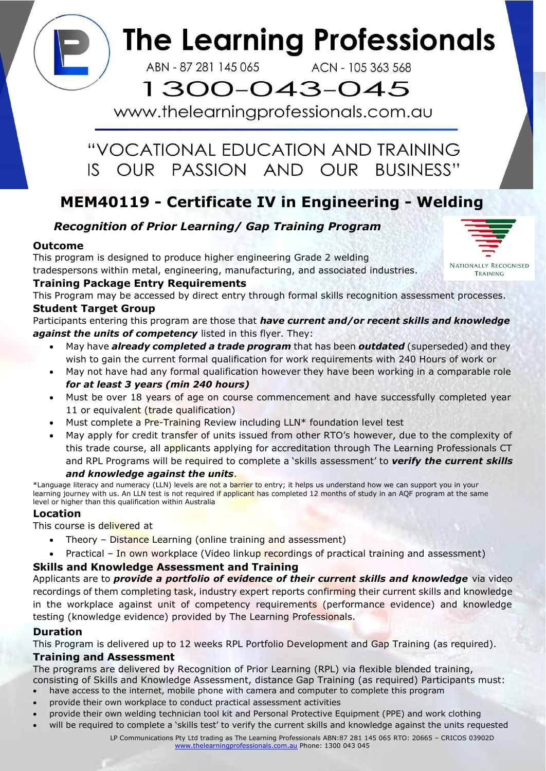# The Learning Professionals

ABN - 87 281 145 065 ACN - 105 363 568

1300-043-045

www.thelearningprofessionals.com.au

"VOCATIONAL EDUCATION AND TRAINING IS OUR PASSION AND OUR BUSINESS"

## MEM40119 - Certificate IV in Engineering - Welding

### *Recognition of Prior Learning/ Gap Training Program*

Nationally Recognised Training

**Outcome**

This program is designed to produce higher engineering Grade 2 welding tradespersons within metal, engineering, manufacturing, and associated industries.

**Training Package Entry Requirements**

This Program may be accessed by direct entry through formal skills recognition assessment processes.

**Student Target Group**

Participants entering this program are those that ***have current and/or recent skills and knowledge against the units of competency*** listed in this flyer. They:

- May have ***already completed a trade program*** that has been ***outdated*** (superseded) and they wish to gain the current formal qualification for work requirements with 240 Hours of work or
- May not have had any formal qualification however they have been working in a comparable role ***for at least 3 years (min 240 hours)***
- Must be over 18 years of age on course commencement and have successfully completed year 11 or equivalent (trade qualification)
- Must complete a Pre-Training Review including LLN* foundation level test
- May apply for credit transfer of units issued from other RTO's however, due to the complexity of this trade course, all applicants applying for accreditation through The Learning Professionals CT and RPL Programs will be required to complete a 'skills assessment' to ***verify the current skills and knowledge against the units***.

*Language literacy and numeracy (LLN) levels are not a barrier to entry; it helps us understand how we can support you in your learning journey with us. An LLN test is not required if applicant has completed 12 months of study in an AQF program at the same level or higher than this qualification within Australia

**Location**

This course is delivered at

- Theory – Distance Learning (online training and assessment)
- Practical – In own workplace (Video linkup recordings of practical training and assessment)

**Skills and Knowledge Assessment and Training**

Applicants are to ***provide a portfolio of evidence of their current skills and knowledge*** via video recordings of them completing task, industry expert reports confirming their current skills and knowledge in the workplace against unit of competency requirements (performance evidence) and knowledge testing (knowledge evidence) provided by The Learning Professionals.

**Duration**

This Program is delivered up to 12 weeks RPL Portfolio Development and Gap Training (as required).

**Training and Assessment**

The programs are delivered by Recognition of Prior Learning (RPL) via flexible blended training, consisting of Skills and Knowledge Assessment, distance Gap Training (as required) Participants must:

- have access to the internet, mobile phone with camera and computer to complete this program
- provide their own workplace to conduct practical assessment activities
- provide their own welding technician tool kit and Personal Protective Equipment (PPE) and work clothing
- will be required to complete a 'skills test' to verify the current skills and knowledge against the units requested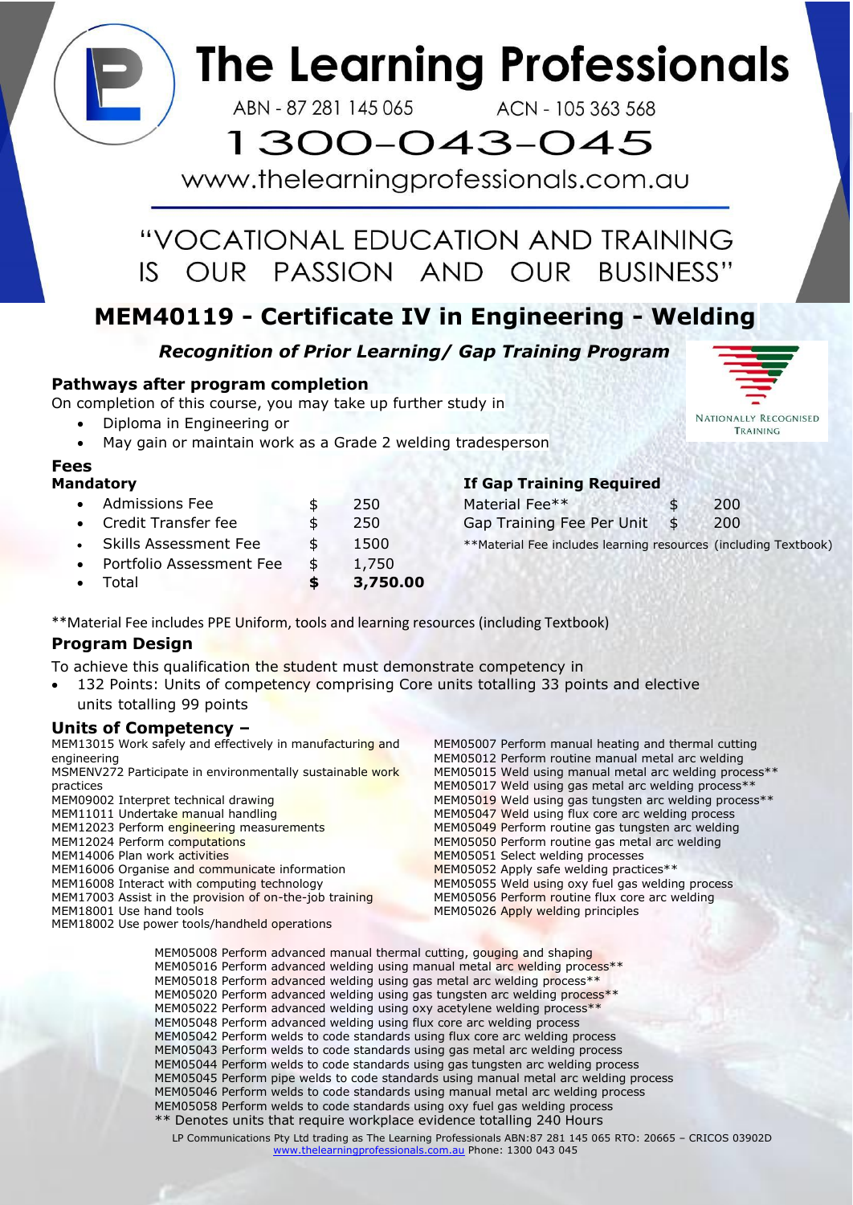# The Learning Professionals

ABN - 87 281 145 065 ACN - 105 363 568

1300-043-045

www.thelearningprofessionals.com.au

"VOCATIONAL EDUCATION AND TRAINING IS OUR PASSION AND OUR BUSINESS"

## MEM40119 - Certificate IV in Engineering - Welding

### *Recognition of Prior Learning/ Gap Training Program*

NATIONALLY RECOGNISED TRAINING

### Pathways after program completion

On completion of this course, you may take up further study in

- Diploma in Engineering or
- May gain or maintain work as a Grade 2 welding tradesperson

### Fees

**Mandatory**

| | | |
|---|---|---|
| Admissions Fee | $ | 250 |
| Credit Transfer fee | $ | 250 |
| Skills Assessment Fee | $ | 1500 |
| Portfolio Assessment Fee | $ | 1,750 |
| Total | **$** | **3,750.00** |

**If Gap Training Required**

| | | |
|---|---|---|
| Material Fee** | $ | 200 |
| Gap Training Fee Per Unit | $ | 200 |

**Material Fee includes learning resources (including Textbook)

**Material Fee includes PPE Uniform, tools and learning resources (including Textbook)

### Program Design

To achieve this qualification the student must demonstrate competency in

- 132 Points: Units of competency comprising Core units totalling 33 points and elective units totalling 99 points

### Units of Competency –

MEM13015 Work safely and effectively in manufacturing and engineering
MSMENV272 Participate in environmentally sustainable work practices
MEM09002 Interpret technical drawing
MEM11011 Undertake manual handling
MEM12023 Perform engineering measurements
MEM12024 Perform computations
MEM14006 Plan work activities
MEM16006 Organise and communicate information
MEM16008 Interact with computing technology
MEM17003 Assist in the provision of on-the-job training
MEM18001 Use hand tools
MEM18002 Use power tools/handheld operations

MEM05007 Perform manual heating and thermal cutting
MEM05012 Perform routine manual metal arc welding
MEM05015 Weld using manual metal arc welding process**
MEM05017 Weld using gas metal arc welding process**
MEM05019 Weld using gas tungsten arc welding process**
MEM05047 Weld using flux core arc welding process
MEM05049 Perform routine gas tungsten arc welding
MEM05050 Perform routine gas metal arc welding
MEM05051 Select welding processes
MEM05052 Apply safe welding practices**
MEM05055 Weld using oxy fuel gas welding process
MEM05056 Perform routine flux core arc welding
MEM05026 Apply welding principles

MEM05008 Perform advanced manual thermal cutting, gouging and shaping
MEM05016 Perform advanced welding using manual metal arc welding process**
MEM05018 Perform advanced welding using gas metal arc welding process**
MEM05020 Perform advanced welding using gas tungsten arc welding process**
MEM05022 Perform advanced welding using oxy acetylene welding process**
MEM05048 Perform advanced welding using flux core arc welding process
MEM05042 Perform welds to code standards using flux core arc welding process
MEM05043 Perform welds to code standards using gas metal arc welding process
MEM05044 Perform welds to code standards using gas tungsten arc welding process
MEM05045 Perform pipe welds to code standards using manual metal arc welding process
MEM05046 Perform welds to code standards using manual metal arc welding process
MEM05058 Perform welds to code standards using oxy fuel gas welding process
** Denotes units that require workplace evidence totalling 240 Hours

LP Communications Pty Ltd trading as The Learning Professionals ABN:87 281 145 065 RTO: 20665 – CRICOS 03902D
www.thelearningprofessionals.com.au Phone: 1300 043 045